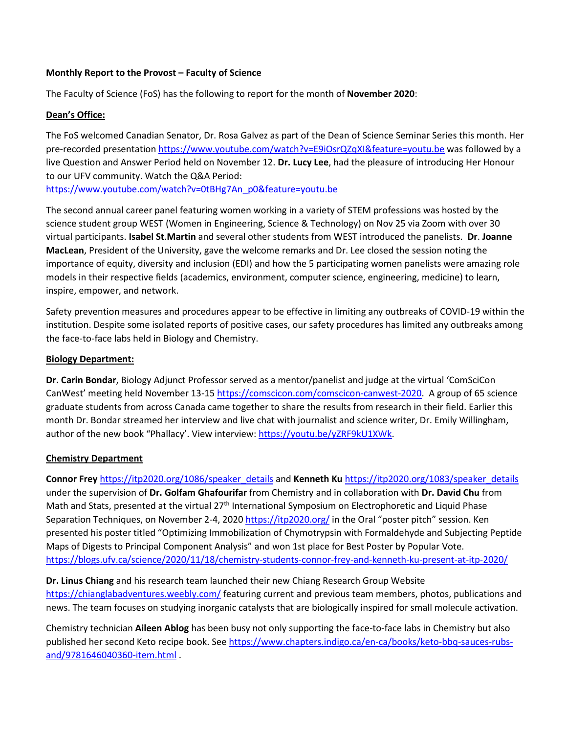**Monthly Report to the Provost – Faculty of Science**

The Faculty of Science (FoS) has the following to report for the month of **November 2020**:

**Dean's Office:**

The FoS welcomed Canadian Senator, Dr. Rosa Galvez as part of the Dean of Science Seminar Series this month. Her pre-recorded presentation https://www.youtube.com/watch?v=E9iOsrQZqXI&feature=youtu.be was followed by a live Question and Answer Period held on November 12. **Dr. Lucy Lee**, had the pleasure of introducing Her Honour to our UFV community. Watch the Q&A Period: https://www.youtube.com/watch?v=0tBHg7An_p0&feature=youtu.be

The second annual career panel featuring women working in a variety of STEM professions was hosted by the science student group WEST (Women in Engineering, Science & Technology) on Nov 25 via Zoom with over 30 virtual participants. **Isabel St**.**Martin** and several other students from WEST introduced the panelists. **Dr**. **Joanne MacLean**, President of the University, gave the welcome remarks and Dr. Lee closed the session noting the importance of equity, diversity and inclusion (EDI) and how the 5 participating women panelists were amazing role models in their respective fields (academics, environment, computer science, engineering, medicine) to learn, inspire, empower, and network.

Safety prevention measures and procedures appear to be effective in limiting any outbreaks of COVID-19 within the institution. Despite some isolated reports of positive cases, our safety procedures has limited any outbreaks among the face-to-face labs held in Biology and Chemistry.

**Biology Department:**

**Dr. Carin Bondar**, Biology Adjunct Professor served as a mentor/panelist and judge at the virtual 'ComSciCon CanWest' meeting held November 13-15 https://comscicon.com/comscicon-canwest-2020. A group of 65 science graduate students from across Canada came together to share the results from research in their field. Earlier this month Dr. Bondar streamed her interview and live chat with journalist and science writer, Dr. Emily Willingham, author of the new book "Phallacy'. View interview: https://youtu.be/yZRF9kU1XWk.

**Chemistry Department**

**Connor Frey** https://itp2020.org/1086/speaker_details and **Kenneth Ku** https://itp2020.org/1083/speaker_details under the supervision of **Dr. Golfam Ghafourifar** from Chemistry and in collaboration with **Dr. David Chu** from Math and Stats, presented at the virtual 27th International Symposium on Electrophoretic and Liquid Phase Separation Techniques, on November 2-4, 2020 https://itp2020.org/ in the Oral "poster pitch" session. Ken presented his poster titled "Optimizing Immobilization of Chymotrypsin with Formaldehyde and Subjecting Peptide Maps of Digests to Principal Component Analysis" and won 1st place for Best Poster by Popular Vote. https://blogs.ufv.ca/science/2020/11/18/chemistry-students-connor-frey-and-kenneth-ku-present-at-itp-2020/

**Dr. Linus Chiang** and his research team launched their new Chiang Research Group Website https://chianglabadventures.weebly.com/ featuring current and previous team members, photos, publications and news. The team focuses on studying inorganic catalysts that are biologically inspired for small molecule activation.

Chemistry technician **Aileen Ablog** has been busy not only supporting the face-to-face labs in Chemistry but also published her second Keto recipe book. See https://www.chapters.indigo.ca/en-ca/books/keto-bbq-sauces-rubs-and/9781646040360-item.html .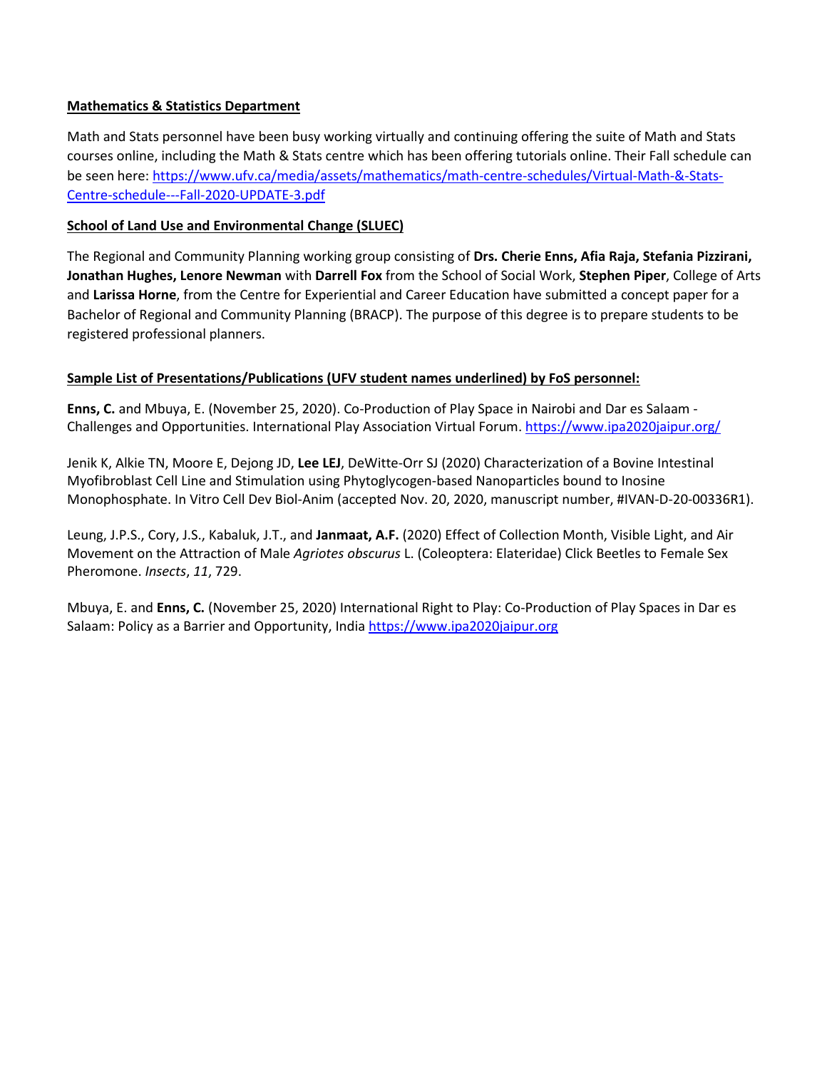**Mathematics & Statistics Department**

Math and Stats personnel have been busy working virtually and continuing offering the suite of Math and Stats courses online, including the Math & Stats centre which has been offering tutorials online. Their Fall schedule can be seen here: https://www.ufv.ca/media/assets/mathematics/math-centre-schedules/Virtual-Math-&-Stats-Centre-schedule---Fall-2020-UPDATE-3.pdf

**School of Land Use and Environmental Change (SLUEC)**

The Regional and Community Planning working group consisting of **Drs. Cherie Enns, Afia Raja, Stefania Pizzirani, Jonathan Hughes, Lenore Newman** with **Darrell Fox** from the School of Social Work, **Stephen Piper**, College of Arts and **Larissa Horne**, from the Centre for Experiential and Career Education have submitted a concept paper for a Bachelor of Regional and Community Planning (BRACP). The purpose of this degree is to prepare students to be registered professional planners.

**Sample List of Presentations/Publications (UFV student names underlined) by FoS personnel:**

**Enns, C.** and Mbuya, E. (November 25, 2020). Co-Production of Play Space in Nairobi and Dar es Salaam - Challenges and Opportunities. International Play Association Virtual Forum. https://www.ipa2020jaipur.org/

Jenik K, Alkie TN, Moore E, Dejong JD, **Lee LEJ**, DeWitte-Orr SJ (2020) Characterization of a Bovine Intestinal Myofibroblast Cell Line and Stimulation using Phytoglycogen-based Nanoparticles bound to Inosine Monophosphate. In Vitro Cell Dev Biol-Anim (accepted Nov. 20, 2020, manuscript number, #IVAN-D-20-00336R1).

Leung, J.P.S., Cory, J.S., Kabaluk, J.T., and **Janmaat, A.F.** (2020) Effect of Collection Month, Visible Light, and Air Movement on the Attraction of Male *Agriotes obscurus* L. (Coleoptera: Elateridae) Click Beetles to Female Sex Pheromone. *Insects*, *11*, 729.

Mbuya, E. and **Enns, C.** (November 25, 2020) International Right to Play: Co-Production of Play Spaces in Dar es Salaam: Policy as a Barrier and Opportunity, India https://www.ipa2020jaipur.org